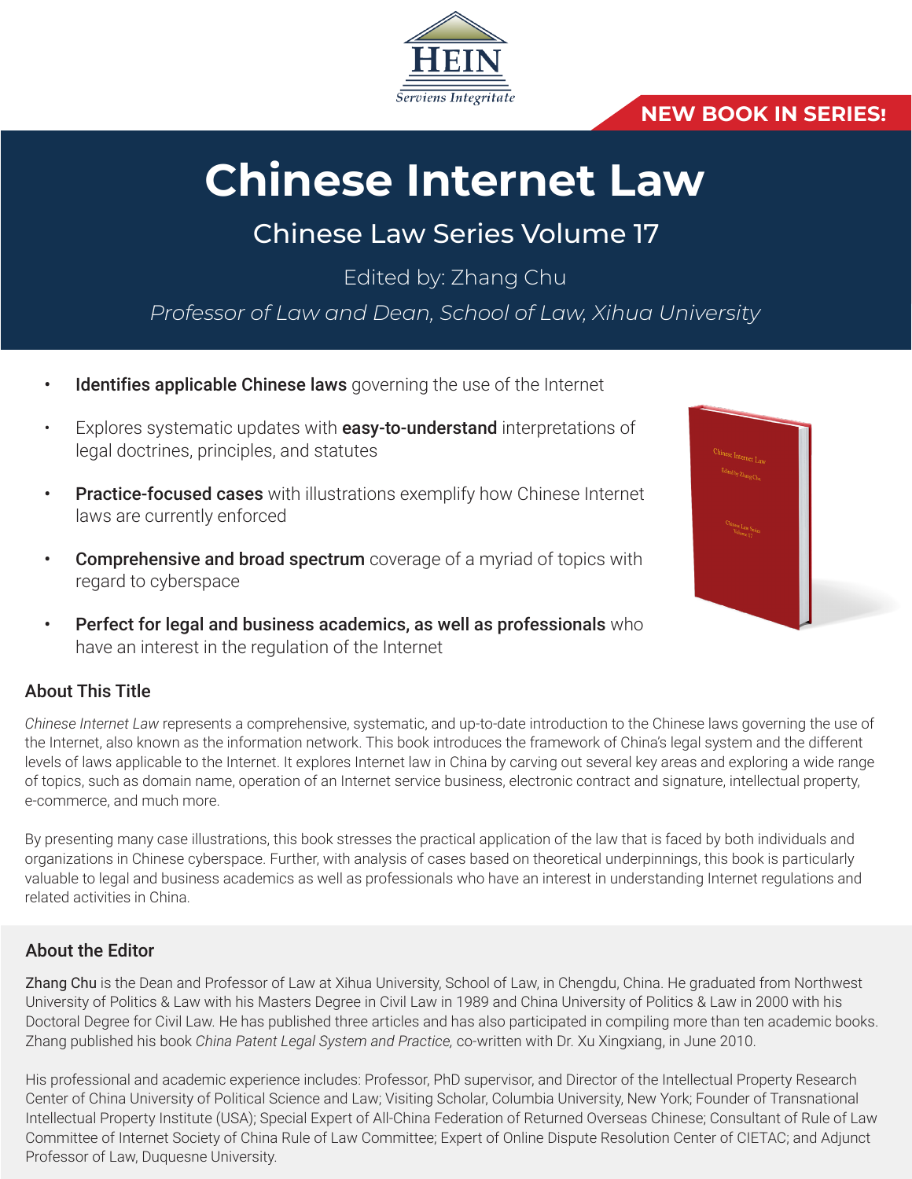HEIN

*Serviens Integritate*

**NEW BOOK IN SERIES!**

# Chinese Internet Law

## Chinese Law Series Volume 17

Edited by: Zhang Chu

*Professor of Law and Dean, School of Law, Xihua University*

- **Identifies applicable Chinese laws** governing the use of the Internet
- Explores systematic updates with **easy-to-understand** interpretations of legal doctrines, principles, and statutes
- **Practice-focused cases** with illustrations exemplify how Chinese Internet laws are currently enforced
- **Comprehensive and broad spectrum** coverage of a myriad of topics with regard to cyberspace
- **Perfect for legal and business academics, as well as professionals** who have an interest in the regulation of the Internet

### About This Title

*Chinese Internet Law* represents a comprehensive, systematic, and up-to-date introduction to the Chinese laws governing the use of the Internet, also known as the information network. This book introduces the framework of China's legal system and the different levels of laws applicable to the Internet. It explores Internet law in China by carving out several key areas and exploring a wide range of topics, such as domain name, operation of an Internet service business, electronic contract and signature, intellectual property, e-commerce, and much more.

By presenting many case illustrations, this book stresses the practical application of the law that is faced by both individuals and organizations in Chinese cyberspace. Further, with analysis of cases based on theoretical underpinnings, this book is particularly valuable to legal and business academics as well as professionals who have an interest in understanding Internet regulations and related activities in China.

### About the Editor

Zhang Chu is the Dean and Professor of Law at Xihua University, School of Law, in Chengdu, China. He graduated from Northwest University of Politics & Law with his Masters Degree in Civil Law in 1989 and China University of Politics & Law in 2000 with his Doctoral Degree for Civil Law. He has published three articles and has also participated in compiling more than ten academic books. Zhang published his book *China Patent Legal System and Practice,* co-written with Dr. Xu Xingxiang, in June 2010.

His professional and academic experience includes: Professor, PhD supervisor, and Director of the Intellectual Property Research Center of China University of Political Science and Law; Visiting Scholar, Columbia University, New York; Founder of Transnational Intellectual Property Institute (USA); Special Expert of All-China Federation of Returned Overseas Chinese; Consultant of Rule of Law Committee of Internet Society of China Rule of Law Committee; Expert of Online Dispute Resolution Center of CIETAC; and Adjunct Professor of Law, Duquesne University.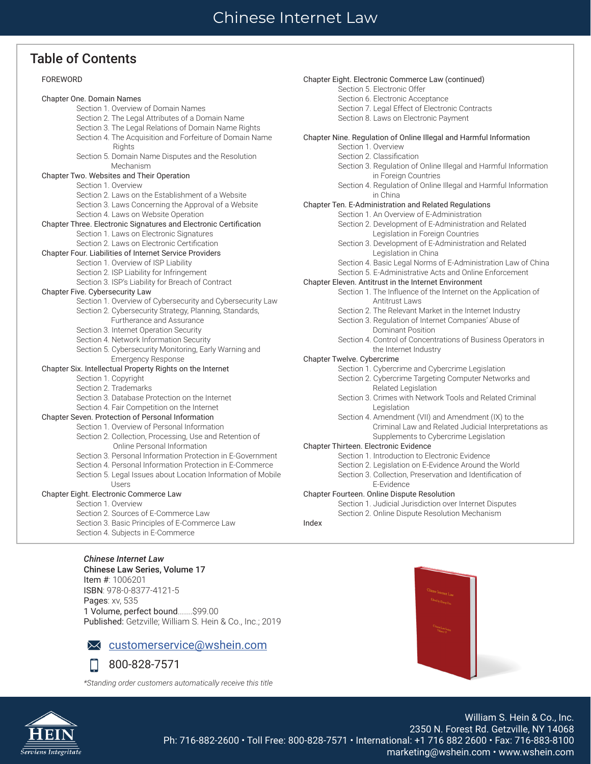# Chinese Internet Law

## Table of Contents

FOREWORD

Chapter One. Domain Names
- Section 1. Overview of Domain Names
- Section 2. The Legal Attributes of a Domain Name
- Section 3. The Legal Relations of Domain Name Rights
- Section 4. The Acquisition and Forfeiture of Domain Name Rights
- Section 5. Domain Name Disputes and the Resolution Mechanism

Chapter Two. Websites and Their Operation
- Section 1. Overview
- Section 2. Laws on the Establishment of a Website
- Section 3. Laws Concerning the Approval of a Website
- Section 4. Laws on Website Operation

Chapter Three. Electronic Signatures and Electronic Certification
- Section 1. Laws on Electronic Signatures
- Section 2. Laws on Electronic Certification

Chapter Four. Liabilities of Internet Service Providers
- Section 1. Overview of ISP Liability
- Section 2. ISP Liability for Infringement
- Section 3. ISP's Liability for Breach of Contract

Chapter Five. Cybersecurity Law
- Section 1. Overview of Cybersecurity and Cybersecurity Law
- Section 2. Cybersecurity Strategy, Planning, Standards, Furtherance and Assurance
- Section 3. Internet Operation Security
- Section 4. Network Information Security
- Section 5. Cybersecurity Monitoring, Early Warning and Emergency Response

Chapter Six. Intellectual Property Rights on the Internet
- Section 1. Copyright
- Section 2. Trademarks
- Section 3. Database Protection on the Internet
- Section 4. Fair Competition on the Internet

Chapter Seven. Protection of Personal Information
- Section 1. Overview of Personal Information
- Section 2. Collection, Processing, Use and Retention of Online Personal Information
- Section 3. Personal Information Protection in E-Government
- Section 4. Personal Information Protection in E-Commerce
- Section 5. Legal Issues about Location Information of Mobile Users

Chapter Eight. Electronic Commerce Law
- Section 1. Overview
- Section 2. Sources of E-Commerce Law
- Section 3. Basic Principles of E-Commerce Law
- Section 4. Subjects in E-Commerce
- Section 5. Electronic Offer
- Section 6. Electronic Acceptance
- Section 7. Legal Effect of Electronic Contracts
- Section 8. Laws on Electronic Payment

Chapter Nine. Regulation of Online Illegal and Harmful Information
- Section 1. Overview
- Section 2. Classification
- Section 3. Regulation of Online Illegal and Harmful Information in Foreign Countries
- Section 4. Regulation of Online Illegal and Harmful Information in China

Chapter Ten. E-Administration and Related Regulations
- Section 1. An Overview of E-Administration
- Section 2. Development of E-Administration and Related Legislation in Foreign Countries
- Section 3. Development of E-Administration and Related Legislation in China
- Section 4. Basic Legal Norms of E-Administration Law of China
- Section 5. E-Administrative Acts and Online Enforcement

Chapter Eleven. Antitrust in the Internet Environment
- Section 1. The Influence of the Internet on the Application of Antitrust Laws
- Section 2. The Relevant Market in the Internet Industry
- Section 3. Regulation of Internet Companies' Abuse of Dominant Position
- Section 4. Control of Concentrations of Business Operators in the Internet Industry

Chapter Twelve. Cybercrime
- Section 1. Cybercrime and Cybercrime Legislation
- Section 2. Cybercrime Targeting Computer Networks and Related Legislation
- Section 3. Crimes with Network Tools and Related Criminal Legislation
- Section 4. Amendment (VII) and Amendment (IX) to the Criminal Law and Related Judicial Interpretations as Supplements to Cybercrime Legislation

Chapter Thirteen. Electronic Evidence
- Section 1. Introduction to Electronic Evidence
- Section 2. Legislation on E-Evidence Around the World
- Section 3. Collection, Preservation and Identification of E-Evidence

Chapter Fourteen. Online Dispute Resolution
- Section 1. Judicial Jurisdiction over Internet Disputes
- Section 2. Online Dispute Resolution Mechanism

Index

***Chinese Internet Law***
**Chinese Law Series, Volume 17**
Item #: 1006201
ISBN: 978-0-8377-4121-5
Pages: xv, 535
1 Volume, perfect bound.......$99.00
**Published:** Getzville; William S. Hein & Co., Inc.; 2019

customerservice@wshein.com

800-828-7571

*\*Standing order customers automatically receive this title*

HEIN
Serviens Integritate

William S. Hein & Co., Inc.
2350 N. Forest Rd. Getzville, NY 14068
Ph: 716-882-2600 • Toll Free: 800-828-7571 • International: +1 716 882 2600 • Fax: 716-883-8100
marketing@wshein.com • www.wshein.com